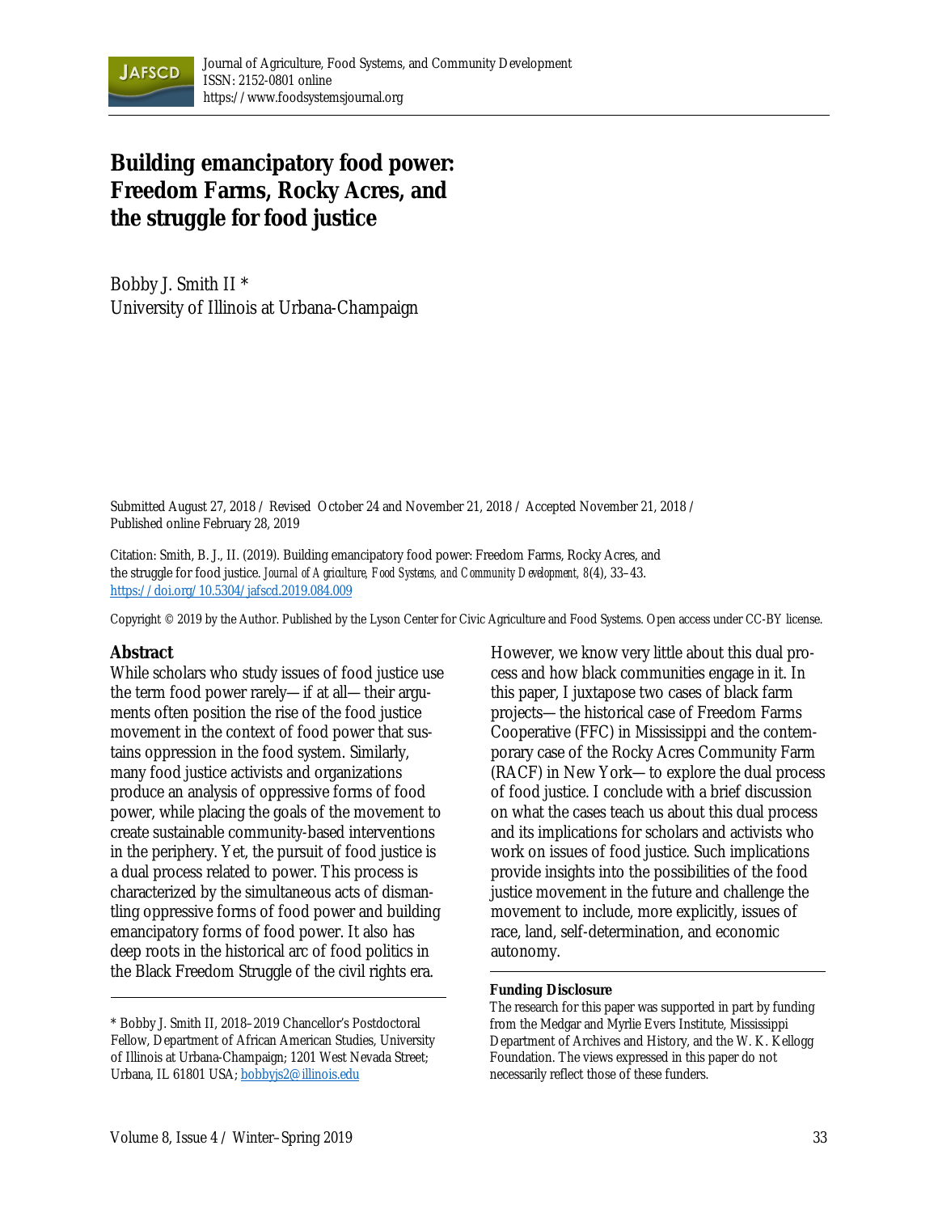# Building emancipatory food power: Freedom Farms, Rocky Acres, and the struggle for food justice

Bobby J. Smith II *
University of Illinois at Urbana-Champaign

Submitted August 27, 2018 / Revised October 24 and November 21, 2018 / Accepted November 21, 2018 / Published online February 28, 2019

Citation: Smith, B. J., II. (2019). Building emancipatory food power: Freedom Farms, Rocky Acres, and the struggle for food justice. *Journal of Agriculture, Food Systems, and Community Development, 8*(4), 33–43. https://doi.org/10.5304/jafscd.2019.084.009

Copyright © 2019 by the Author. Published by the Lyson Center for Civic Agriculture and Food Systems. Open access under CC-BY license.

## Abstract

While scholars who study issues of food justice use the term food power rarely—if at all—their arguments often position the rise of the food justice movement in the context of food power that sustains oppression in the food system. Similarly, many food justice activists and organizations produce an analysis of oppressive forms of food power, while placing the goals of the movement to create sustainable community-based interventions in the periphery. Yet, the pursuit of food justice is a dual process related to power. This process is characterized by the simultaneous acts of dismantling oppressive forms of food power and building emancipatory forms of food power. It also has deep roots in the historical arc of food politics in the Black Freedom Struggle of the civil rights era. However, we know very little about this dual process and how black communities engage in it. In this paper, I juxtapose two cases of black farm projects—the historical case of Freedom Farms Cooperative (FFC) in Mississippi and the contemporary case of the Rocky Acres Community Farm (RACF) in New York—to explore the dual process of food justice. I conclude with a brief discussion on what the cases teach us about this dual process and its implications for scholars and activists who work on issues of food justice. Such implications provide insights into the possibilities of the food justice movement in the future and challenge the movement to include, more explicitly, issues of race, land, self-determination, and economic autonomy.

* Bobby J. Smith II, 2018–2019 Chancellor's Postdoctoral Fellow, Department of African American Studies, University of Illinois at Urbana-Champaign; 1201 West Nevada Street; Urbana, IL 61801 USA; bobbyjs2@illinois.edu

**Funding Disclosure**

The research for this paper was supported in part by funding from the Medgar and Myrlie Evers Institute, Mississippi Department of Archives and History, and the W. K. Kellogg Foundation. The views expressed in this paper do not necessarily reflect those of these funders.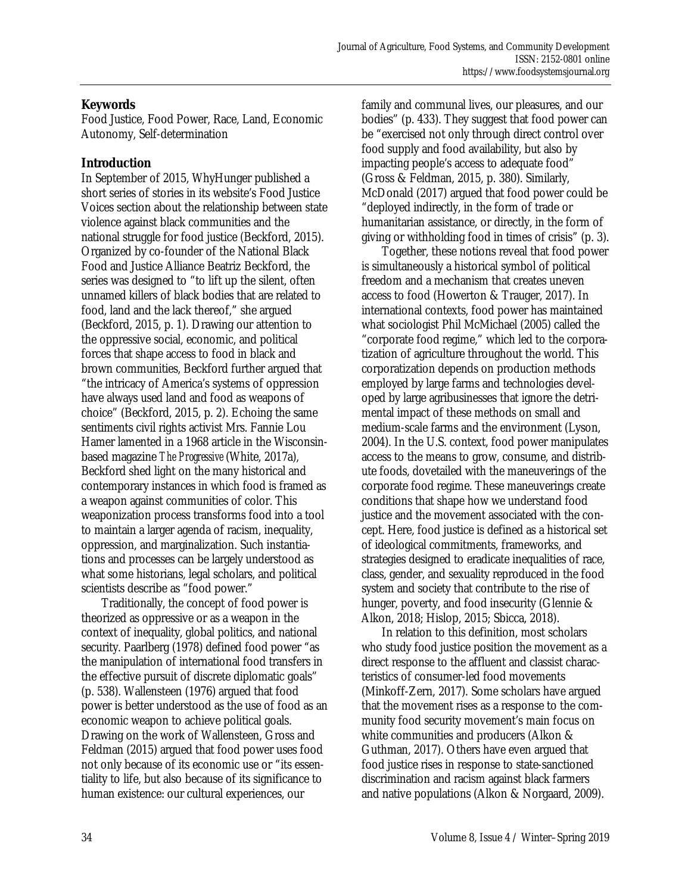## Keywords

Food Justice, Food Power, Race, Land, Economic Autonomy, Self-determination

## Introduction

In September of 2015, WhyHunger published a short series of stories in its website's Food Justice Voices section about the relationship between state violence against black communities and the national struggle for food justice (Beckford, 2015). Organized by co-founder of the National Black Food and Justice Alliance Beatriz Beckford, the series was designed to "to lift up the silent, often unnamed killers of black bodies that are related to food, land and the lack thereof," she argued (Beckford, 2015, p. 1). Drawing our attention to the oppressive social, economic, and political forces that shape access to food in black and brown communities, Beckford further argued that "the intricacy of America's systems of oppression have always used land and food as weapons of choice" (Beckford, 2015, p. 2). Echoing the same sentiments civil rights activist Mrs. Fannie Lou Hamer lamented in a 1968 article in the Wisconsin-based magazine *The Progressive* (White, 2017a), Beckford shed light on the many historical and contemporary instances in which food is framed as a weapon against communities of color. This weaponization process transforms food into a tool to maintain a larger agenda of racism, inequality, oppression, and marginalization. Such instantiations and processes can be largely understood as what some historians, legal scholars, and political scientists describe as "food power."

Traditionally, the concept of food power is theorized as oppressive or as a weapon in the context of inequality, global politics, and national security. Paarlberg (1978) defined food power "as the manipulation of international food transfers in the effective pursuit of discrete diplomatic goals" (p. 538). Wallensteen (1976) argued that food power is better understood as the use of food as an economic weapon to achieve political goals. Drawing on the work of Wallensteen, Gross and Feldman (2015) argued that food power uses food not only because of its economic use or "its essentiality to life, but also because of its significance to human existence: our cultural experiences, our family and communal lives, our pleasures, and our bodies" (p. 433). They suggest that food power can be "exercised not only through direct control over food supply and food availability, but also by impacting people's access to adequate food" (Gross & Feldman, 2015, p. 380). Similarly, McDonald (2017) argued that food power could be "deployed indirectly, in the form of trade or humanitarian assistance, or directly, in the form of giving or withholding food in times of crisis" (p. 3).

Together, these notions reveal that food power is simultaneously a historical symbol of political freedom and a mechanism that creates uneven access to food (Howerton & Trauger, 2017). In international contexts, food power has maintained what sociologist Phil McMichael (2005) called the "corporate food regime," which led to the corporatization of agriculture throughout the world. This corporatization depends on production methods employed by large farms and technologies developed by large agribusinesses that ignore the detrimental impact of these methods on small and medium-scale farms and the environment (Lyson, 2004). In the U.S. context, food power manipulates access to the means to grow, consume, and distribute foods, dovetailed with the maneuverings of the corporate food regime. These maneuverings create conditions that shape how we understand food justice and the movement associated with the concept. Here, food justice is defined as a historical set of ideological commitments, frameworks, and strategies designed to eradicate inequalities of race, class, gender, and sexuality reproduced in the food system and society that contribute to the rise of hunger, poverty, and food insecurity (Glennie & Alkon, 2018; Hislop, 2015; Sbicca, 2018).

In relation to this definition, most scholars who study food justice position the movement as a direct response to the affluent and classist characteristics of consumer-led food movements (Minkoff-Zern, 2017). Some scholars have argued that the movement rises as a response to the community food security movement's main focus on white communities and producers (Alkon & Guthman, 2017). Others have even argued that food justice rises in response to state-sanctioned discrimination and racism against black farmers and native populations (Alkon & Norgaard, 2009).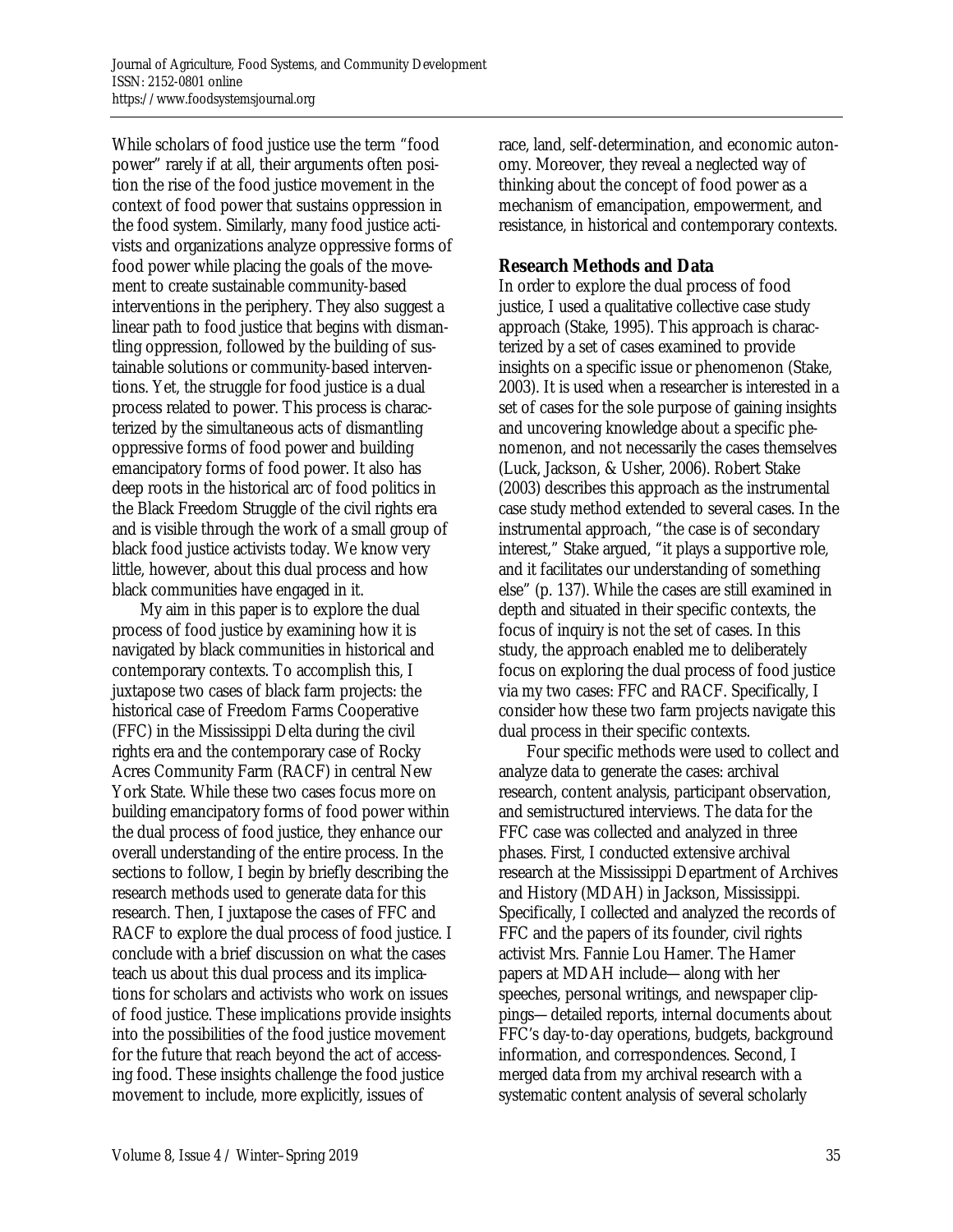While scholars of food justice use the term "food power" rarely if at all, their arguments often position the rise of the food justice movement in the context of food power that sustains oppression in the food system. Similarly, many food justice activists and organizations analyze oppressive forms of food power while placing the goals of the movement to create sustainable community-based interventions in the periphery. They also suggest a linear path to food justice that begins with dismantling oppression, followed by the building of sustainable solutions or community-based interventions. Yet, the struggle for food justice is a dual process related to power. This process is characterized by the simultaneous acts of dismantling oppressive forms of food power and building emancipatory forms of food power. It also has deep roots in the historical arc of food politics in the Black Freedom Struggle of the civil rights era and is visible through the work of a small group of black food justice activists today. We know very little, however, about this dual process and how black communities have engaged in it.

My aim in this paper is to explore the dual process of food justice by examining how it is navigated by black communities in historical and contemporary contexts. To accomplish this, I juxtapose two cases of black farm projects: the historical case of Freedom Farms Cooperative (FFC) in the Mississippi Delta during the civil rights era and the contemporary case of Rocky Acres Community Farm (RACF) in central New York State. While these two cases focus more on building emancipatory forms of food power within the dual process of food justice, they enhance our overall understanding of the entire process. In the sections to follow, I begin by briefly describing the research methods used to generate data for this research. Then, I juxtapose the cases of FFC and RACF to explore the dual process of food justice. I conclude with a brief discussion on what the cases teach us about this dual process and its implications for scholars and activists who work on issues of food justice. These implications provide insights into the possibilities of the food justice movement for the future that reach beyond the act of accessing food. These insights challenge the food justice movement to include, more explicitly, issues of race, land, self-determination, and economic autonomy. Moreover, they reveal a neglected way of thinking about the concept of food power as a mechanism of emancipation, empowerment, and resistance, in historical and contemporary contexts.

## Research Methods and Data

In order to explore the dual process of food justice, I used a qualitative collective case study approach (Stake, 1995). This approach is characterized by a set of cases examined to provide insights on a specific issue or phenomenon (Stake, 2003). It is used when a researcher is interested in a set of cases for the sole purpose of gaining insights and uncovering knowledge about a specific phenomenon, and not necessarily the cases themselves (Luck, Jackson, & Usher, 2006). Robert Stake (2003) describes this approach as the instrumental case study method extended to several cases. In the instrumental approach, "the case is of secondary interest," Stake argued, "it plays a supportive role, and it facilitates our understanding of something else" (p. 137). While the cases are still examined in depth and situated in their specific contexts, the focus of inquiry is not the set of cases. In this study, the approach enabled me to deliberately focus on exploring the dual process of food justice via my two cases: FFC and RACF. Specifically, I consider how these two farm projects navigate this dual process in their specific contexts.

Four specific methods were used to collect and analyze data to generate the cases: archival research, content analysis, participant observation, and semistructured interviews. The data for the FFC case was collected and analyzed in three phases. First, I conducted extensive archival research at the Mississippi Department of Archives and History (MDAH) in Jackson, Mississippi. Specifically, I collected and analyzed the records of FFC and the papers of its founder, civil rights activist Mrs. Fannie Lou Hamer. The Hamer papers at MDAH include—along with her speeches, personal writings, and newspaper clippings—detailed reports, internal documents about FFC's day-to-day operations, budgets, background information, and correspondences. Second, I merged data from my archival research with a systematic content analysis of several scholarly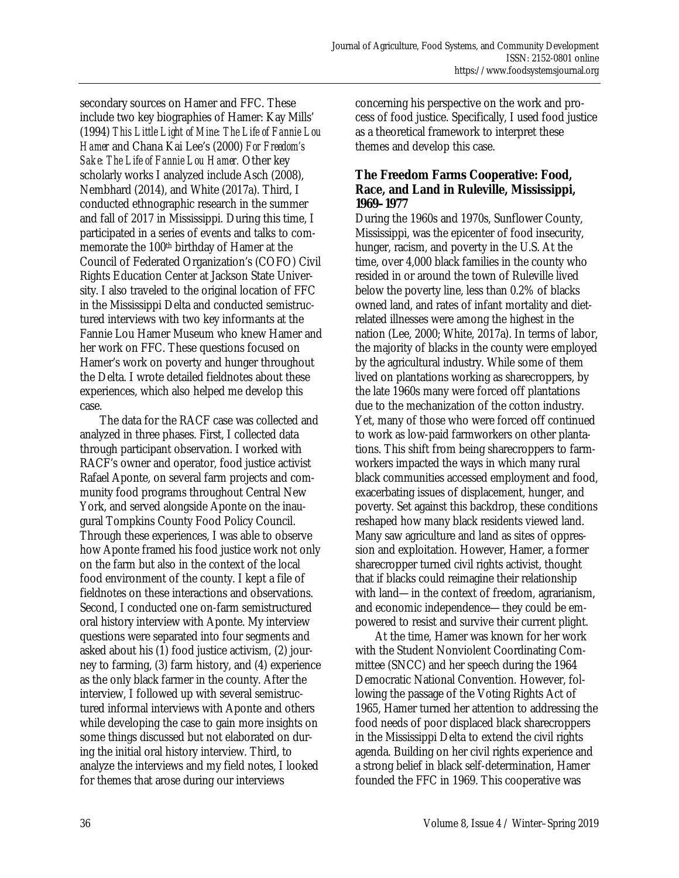secondary sources on Hamer and FFC. These include two key biographies of Hamer: Kay Mills' (1994) *This Little Light of Mine: The Life of Fannie Lou Hamer* and Chana Kai Lee's (2000) *For Freedom's Sake: The Life of Fannie Lou Hamer*. Other key scholarly works I analyzed include Asch (2008), Nembhard (2014), and White (2017a). Third, I conducted ethnographic research in the summer and fall of 2017 in Mississippi. During this time, I participated in a series of events and talks to commemorate the 100th birthday of Hamer at the Council of Federated Organization's (COFO) Civil Rights Education Center at Jackson State University. I also traveled to the original location of FFC in the Mississippi Delta and conducted semistructured interviews with two key informants at the Fannie Lou Hamer Museum who knew Hamer and her work on FFC. These questions focused on Hamer's work on poverty and hunger throughout the Delta. I wrote detailed fieldnotes about these experiences, which also helped me develop this case.

The data for the RACF case was collected and analyzed in three phases. First, I collected data through participant observation. I worked with RACF's owner and operator, food justice activist Rafael Aponte, on several farm projects and community food programs throughout Central New York, and served alongside Aponte on the inaugural Tompkins County Food Policy Council. Through these experiences, I was able to observe how Aponte framed his food justice work not only on the farm but also in the context of the local food environment of the county. I kept a file of fieldnotes on these interactions and observations. Second, I conducted one on-farm semistructured oral history interview with Aponte. My interview questions were separated into four segments and asked about his (1) food justice activism, (2) journey to farming, (3) farm history, and (4) experience as the only black farmer in the county. After the interview, I followed up with several semistructured informal interviews with Aponte and others while developing the case to gain more insights on some things discussed but not elaborated on during the initial oral history interview. Third, to analyze the interviews and my field notes, I looked for themes that arose during our interviews concerning his perspective on the work and process of food justice. Specifically, I used food justice as a theoretical framework to interpret these themes and develop this case.

## The Freedom Farms Cooperative: Food, Race, and Land in Ruleville, Mississippi, 1969–1977

During the 1960s and 1970s, Sunflower County, Mississippi, was the epicenter of food insecurity, hunger, racism, and poverty in the U.S. At the time, over 4,000 black families in the county who resided in or around the town of Ruleville lived below the poverty line, less than 0.2% of blacks owned land, and rates of infant mortality and diet-related illnesses were among the highest in the nation (Lee, 2000; White, 2017a). In terms of labor, the majority of blacks in the county were employed by the agricultural industry. While some of them lived on plantations working as sharecroppers, by the late 1960s many were forced off plantations due to the mechanization of the cotton industry. Yet, many of those who were forced off continued to work as low-paid farmworkers on other plantations. This shift from being sharecroppers to farmworkers impacted the ways in which many rural black communities accessed employment and food, exacerbating issues of displacement, hunger, and poverty. Set against this backdrop, these conditions reshaped how many black residents viewed land. Many saw agriculture and land as sites of oppression and exploitation. However, Hamer, a former sharecropper turned civil rights activist, thought that if blacks could reimagine their relationship with land—in the context of freedom, agrarianism, and economic independence—they could be empowered to resist and survive their current plight.

At the time, Hamer was known for her work with the Student Nonviolent Coordinating Committee (SNCC) and her speech during the 1964 Democratic National Convention. However, following the passage of the Voting Rights Act of 1965, Hamer turned her attention to addressing the food needs of poor displaced black sharecroppers in the Mississippi Delta to extend the civil rights agenda. Building on her civil rights experience and a strong belief in black self-determination, Hamer founded the FFC in 1969. This cooperative was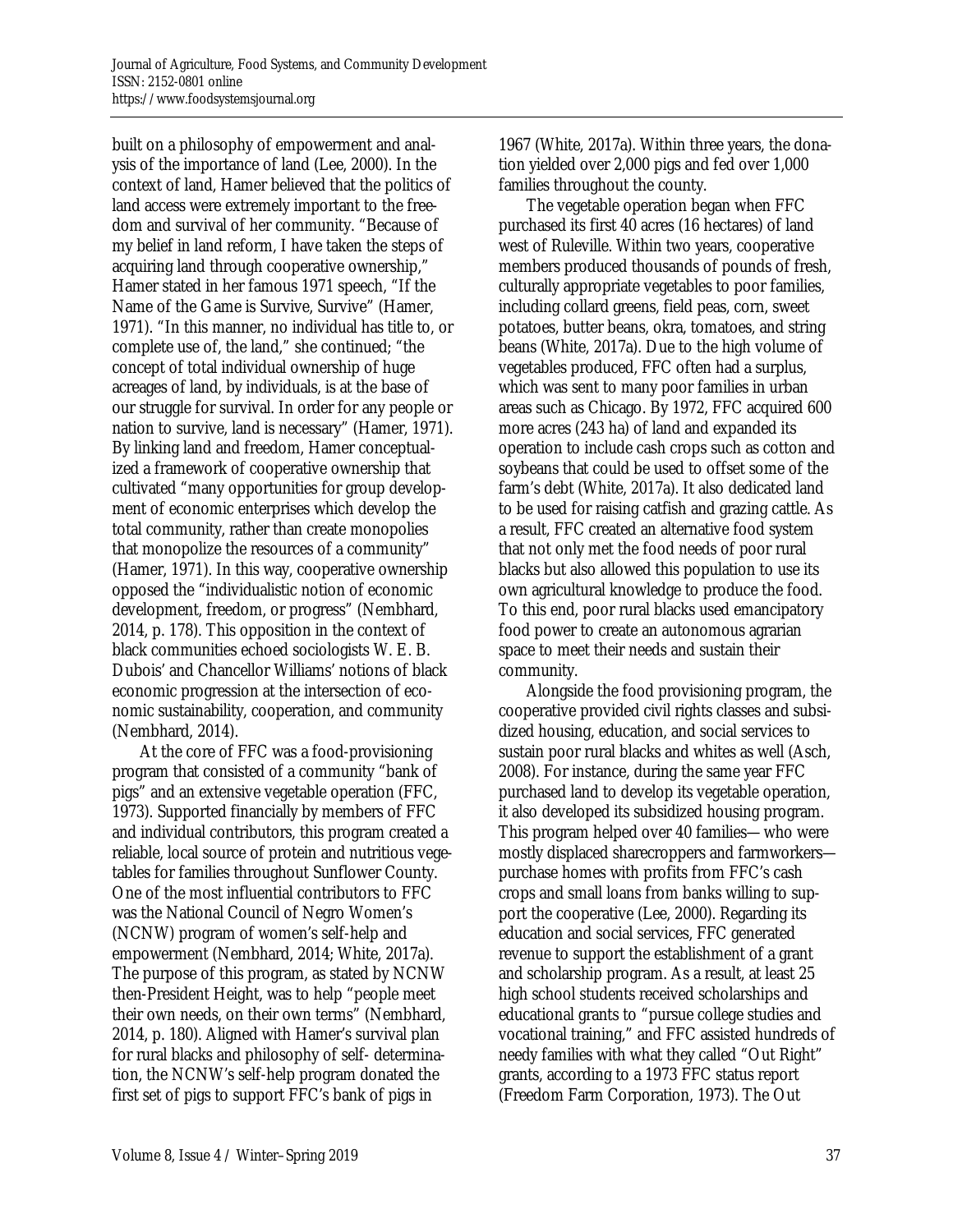built on a philosophy of empowerment and analysis of the importance of land (Lee, 2000). In the context of land, Hamer believed that the politics of land access were extremely important to the freedom and survival of her community. "Because of my belief in land reform, I have taken the steps of acquiring land through cooperative ownership," Hamer stated in her famous 1971 speech, "If the Name of the Game is Survive, Survive" (Hamer, 1971). "In this manner, no individual has title to, or complete use of, the land," she continued; "the concept of total individual ownership of huge acreages of land, by individuals, is at the base of our struggle for survival. In order for any people or nation to survive, land is necessary" (Hamer, 1971). By linking land and freedom, Hamer conceptualized a framework of cooperative ownership that cultivated "many opportunities for group development of economic enterprises which develop the total community, rather than create monopolies that monopolize the resources of a community" (Hamer, 1971). In this way, cooperative ownership opposed the "individualistic notion of economic development, freedom, or progress" (Nembhard, 2014, p. 178). This opposition in the context of black communities echoed sociologists W. E. B. Dubois' and Chancellor Williams' notions of black economic progression at the intersection of economic sustainability, cooperation, and community (Nembhard, 2014).

At the core of FFC was a food-provisioning program that consisted of a community "bank of pigs" and an extensive vegetable operation (FFC, 1973). Supported financially by members of FFC and individual contributors, this program created a reliable, local source of protein and nutritious vegetables for families throughout Sunflower County. One of the most influential contributors to FFC was the National Council of Negro Women's (NCNW) program of women's self-help and empowerment (Nembhard, 2014; White, 2017a). The purpose of this program, as stated by NCNW then-President Height, was to help "people meet their own needs, on their own terms" (Nembhard, 2014, p. 180). Aligned with Hamer's survival plan for rural blacks and philosophy of self- determination, the NCNW's self-help program donated the first set of pigs to support FFC's bank of pigs in 1967 (White, 2017a). Within three years, the donation yielded over 2,000 pigs and fed over 1,000 families throughout the county.

The vegetable operation began when FFC purchased its first 40 acres (16 hectares) of land west of Ruleville. Within two years, cooperative members produced thousands of pounds of fresh, culturally appropriate vegetables to poor families, including collard greens, field peas, corn, sweet potatoes, butter beans, okra, tomatoes, and string beans (White, 2017a). Due to the high volume of vegetables produced, FFC often had a surplus, which was sent to many poor families in urban areas such as Chicago. By 1972, FFC acquired 600 more acres (243 ha) of land and expanded its operation to include cash crops such as cotton and soybeans that could be used to offset some of the farm's debt (White, 2017a). It also dedicated land to be used for raising catfish and grazing cattle. As a result, FFC created an alternative food system that not only met the food needs of poor rural blacks but also allowed this population to use its own agricultural knowledge to produce the food. To this end, poor rural blacks used emancipatory food power to create an autonomous agrarian space to meet their needs and sustain their community.

Alongside the food provisioning program, the cooperative provided civil rights classes and subsidized housing, education, and social services to sustain poor rural blacks and whites as well (Asch, 2008). For instance, during the same year FFC purchased land to develop its vegetable operation, it also developed its subsidized housing program. This program helped over 40 families—who were mostly displaced sharecroppers and farmworkers—purchase homes with profits from FFC's cash crops and small loans from banks willing to support the cooperative (Lee, 2000). Regarding its education and social services, FFC generated revenue to support the establishment of a grant and scholarship program. As a result, at least 25 high school students received scholarships and educational grants to "pursue college studies and vocational training," and FFC assisted hundreds of needy families with what they called "Out Right" grants, according to a 1973 FFC status report (Freedom Farm Corporation, 1973). The Out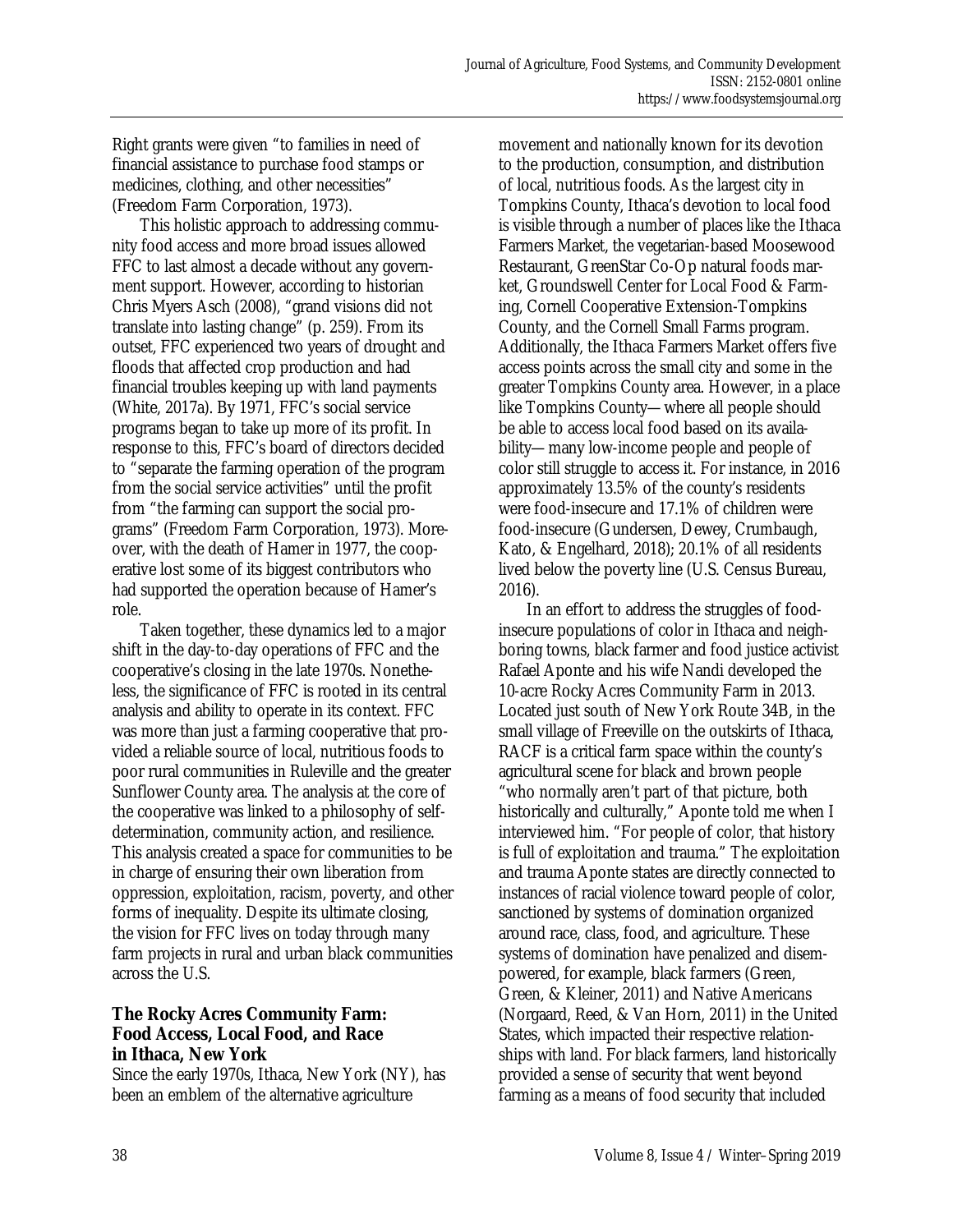Right grants were given "to families in need of financial assistance to purchase food stamps or medicines, clothing, and other necessities" (Freedom Farm Corporation, 1973).

This holistic approach to addressing community food access and more broad issues allowed FFC to last almost a decade without any government support. However, according to historian Chris Myers Asch (2008), "grand visions did not translate into lasting change" (p. 259). From its outset, FFC experienced two years of drought and floods that affected crop production and had financial troubles keeping up with land payments (White, 2017a). By 1971, FFC's social service programs began to take up more of its profit. In response to this, FFC's board of directors decided to "separate the farming operation of the program from the social service activities" until the profit from "the farming can support the social programs" (Freedom Farm Corporation, 1973). Moreover, with the death of Hamer in 1977, the cooperative lost some of its biggest contributors who had supported the operation because of Hamer's role.

Taken together, these dynamics led to a major shift in the day-to-day operations of FFC and the cooperative's closing in the late 1970s. Nonetheless, the significance of FFC is rooted in its central analysis and ability to operate in its context. FFC was more than just a farming cooperative that provided a reliable source of local, nutritious foods to poor rural communities in Ruleville and the greater Sunflower County area. The analysis at the core of the cooperative was linked to a philosophy of self-determination, community action, and resilience. This analysis created a space for communities to be in charge of ensuring their own liberation from oppression, exploitation, racism, poverty, and other forms of inequality. Despite its ultimate closing, the vision for FFC lives on today through many farm projects in rural and urban black communities across the U.S.

## The Rocky Acres Community Farm: Food Access, Local Food, and Race in Ithaca, New York

Since the early 1970s, Ithaca, New York (NY), has been an emblem of the alternative agriculture movement and nationally known for its devotion to the production, consumption, and distribution of local, nutritious foods. As the largest city in Tompkins County, Ithaca's devotion to local food is visible through a number of places like the Ithaca Farmers Market, the vegetarian-based Moosewood Restaurant, GreenStar Co-Op natural foods market, Groundswell Center for Local Food & Farming, Cornell Cooperative Extension-Tompkins County, and the Cornell Small Farms program. Additionally, the Ithaca Farmers Market offers five access points across the small city and some in the greater Tompkins County area. However, in a place like Tompkins County—where all people should be able to access local food based on its availability—many low-income people and people of color still struggle to access it. For instance, in 2016 approximately 13.5% of the county's residents were food-insecure and 17.1% of children were food-insecure (Gundersen, Dewey, Crumbaugh, Kato, & Engelhard, 2018); 20.1% of all residents lived below the poverty line (U.S. Census Bureau, 2016).

In an effort to address the struggles of food-insecure populations of color in Ithaca and neighboring towns, black farmer and food justice activist Rafael Aponte and his wife Nandi developed the 10-acre Rocky Acres Community Farm in 2013. Located just south of New York Route 34B, in the small village of Freeville on the outskirts of Ithaca, RACF is a critical farm space within the county's agricultural scene for black and brown people "who normally aren't part of that picture, both historically and culturally," Aponte told me when I interviewed him. "For people of color, that history is full of exploitation and trauma." The exploitation and trauma Aponte states are directly connected to instances of racial violence toward people of color, sanctioned by systems of domination organized around race, class, food, and agriculture. These systems of domination have penalized and disempowered, for example, black farmers (Green, Green, & Kleiner, 2011) and Native Americans (Norgaard, Reed, & Van Horn, 2011) in the United States, which impacted their respective relationships with land. For black farmers, land historically provided a sense of security that went beyond farming as a means of food security that included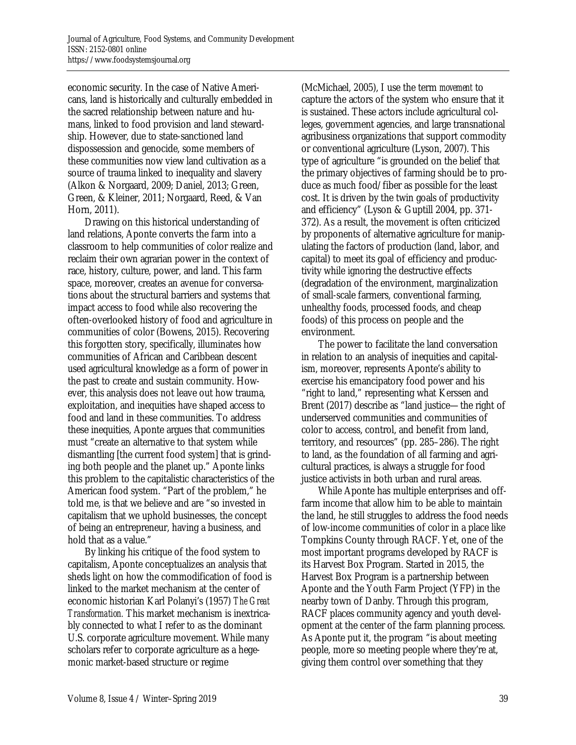economic security. In the case of Native Americans, land is historically and culturally embedded in the sacred relationship between nature and humans, linked to food provision and land stewardship. However, due to state-sanctioned land dispossession and genocide, some members of these communities now view land cultivation as a source of trauma linked to inequality and slavery (Alkon & Norgaard, 2009; Daniel, 2013; Green, Green, & Kleiner, 2011; Norgaard, Reed, & Van Horn, 2011).

Drawing on this historical understanding of land relations, Aponte converts the farm into a classroom to help communities of color realize and reclaim their own agrarian power in the context of race, history, culture, power, and land. This farm space, moreover, creates an avenue for conversations about the structural barriers and systems that impact access to food while also recovering the often-overlooked history of food and agriculture in communities of color (Bowens, 2015). Recovering this forgotten story, specifically, illuminates how communities of African and Caribbean descent used agricultural knowledge as a form of power in the past to create and sustain community. However, this analysis does not leave out how trauma, exploitation, and inequities have shaped access to food and land in these communities. To address these inequities, Aponte argues that communities must "create an alternative to that system while dismantling [the current food system] that is grinding both people and the planet up." Aponte links this problem to the capitalistic characteristics of the American food system. "Part of the problem," he told me, is that we believe and are "so invested in capitalism that we uphold businesses, the concept of being an entrepreneur, having a business, and hold that as a value."

By linking his critique of the food system to capitalism, Aponte conceptualizes an analysis that sheds light on how the commodification of food is linked to the market mechanism at the center of economic historian Karl Polanyi's (1957) *The Great Transformation.* This market mechanism is inextricably connected to what I refer to as the dominant U.S. corporate agriculture movement. While many scholars refer to corporate agriculture as a hegemonic market-based structure or regime (McMichael, 2005), I use the term *movement* to capture the actors of the system who ensure that it is sustained. These actors include agricultural colleges, government agencies, and large transnational agribusiness organizations that support commodity or conventional agriculture (Lyson, 2007). This type of agriculture "is grounded on the belief that the primary objectives of farming should be to produce as much food/fiber as possible for the least cost. It is driven by the twin goals of productivity and efficiency" (Lyson & Guptill 2004, pp. 371-372). As a result, the movement is often criticized by proponents of alternative agriculture for manipulating the factors of production (land, labor, and capital) to meet its goal of efficiency and productivity while ignoring the destructive effects (degradation of the environment, marginalization of small-scale farmers, conventional farming, unhealthy foods, processed foods, and cheap foods) of this process on people and the environment.

The power to facilitate the land conversation in relation to an analysis of inequities and capitalism, moreover, represents Aponte's ability to exercise his emancipatory food power and his "right to land," representing what Kerssen and Brent (2017) describe as "land justice—the right of underserved communities and communities of color to access, control, and benefit from land, territory, and resources" (pp. 285–286). The right to land, as the foundation of all farming and agricultural practices, is always a struggle for food justice activists in both urban and rural areas.

While Aponte has multiple enterprises and off-farm income that allow him to be able to maintain the land, he still struggles to address the food needs of low-income communities of color in a place like Tompkins County through RACF. Yet, one of the most important programs developed by RACF is its Harvest Box Program. Started in 2015, the Harvest Box Program is a partnership between Aponte and the Youth Farm Project (YFP) in the nearby town of Danby. Through this program, RACF places community agency and youth development at the center of the farm planning process. As Aponte put it, the program "is about meeting people, more so meeting people where they're at, giving them control over something that they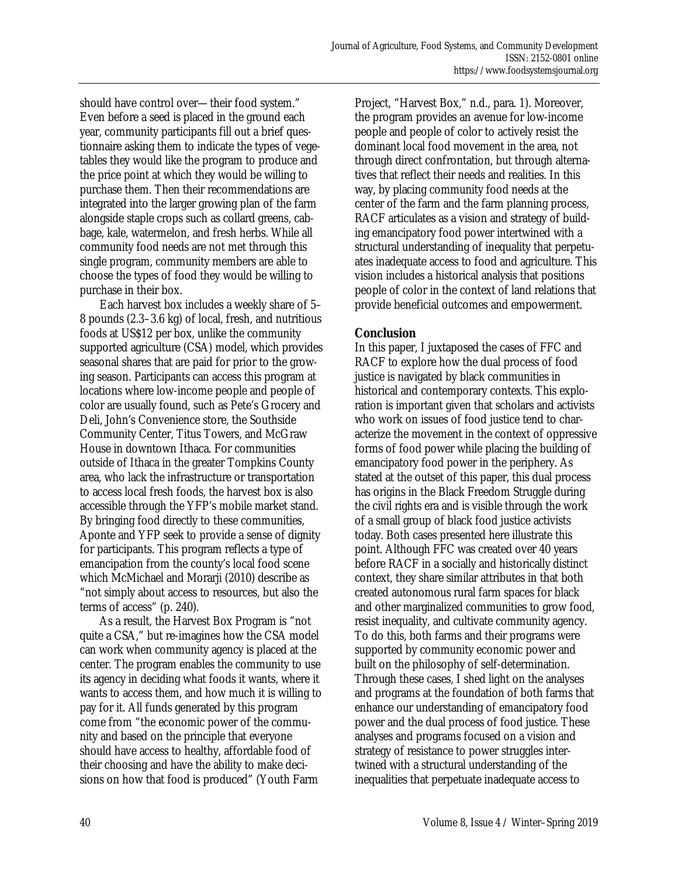should have control over— their food system." Even before a seed is placed in the ground each year, community participants fill out a brief questionnaire asking them to indicate the types of vegetables they would like the program to produce and the price point at which they would be willing to purchase them. Then their recommendations are integrated into the larger growing plan of the farm alongside staple crops such as collard greens, cabbage, kale, watermelon, and fresh herbs. While all community food needs are not met through this single program, community members are able to choose the types of food they would be willing to purchase in their box.

Each harvest box includes a weekly share of 5–8 pounds (2.3–3.6 kg) of local, fresh, and nutritious foods at US$12 per box, unlike the community supported agriculture (CSA) model, which provides seasonal shares that are paid for prior to the growing season. Participants can access this program at locations where low-income people and people of color are usually found, such as Pete's Grocery and Deli, John's Convenience store, the Southside Community Center, Titus Towers, and McGraw House in downtown Ithaca. For communities outside of Ithaca in the greater Tompkins County area, who lack the infrastructure or transportation to access local fresh foods, the harvest box is also accessible through the YFP's mobile market stand. By bringing food directly to these communities, Aponte and YFP seek to provide a sense of dignity for participants. This program reflects a type of emancipation from the county's local food scene which McMichael and Morarji (2010) describe as "not simply about access to resources, but also the terms of access" (p. 240).

As a result, the Harvest Box Program is "not quite a CSA," but re-imagines how the CSA model can work when community agency is placed at the center. The program enables the community to use its agency in deciding what foods it wants, where it wants to access them, and how much it is willing to pay for it. All funds generated by this program come from "the economic power of the community and based on the principle that everyone should have access to healthy, affordable food of their choosing and have the ability to make decisions on how that food is produced" (Youth Farm Project, "Harvest Box," n.d., para. 1). Moreover, the program provides an avenue for low-income people and people of color to actively resist the dominant local food movement in the area, not through direct confrontation, but through alternatives that reflect their needs and realities. In this way, by placing community food needs at the center of the farm and the farm planning process, RACF articulates as a vision and strategy of building emancipatory food power intertwined with a structural understanding of inequality that perpetuates inadequate access to food and agriculture. This vision includes a historical analysis that positions people of color in the context of land relations that provide beneficial outcomes and empowerment.

## Conclusion

In this paper, I juxtaposed the cases of FFC and RACF to explore how the dual process of food justice is navigated by black communities in historical and contemporary contexts. This exploration is important given that scholars and activists who work on issues of food justice tend to characterize the movement in the context of oppressive forms of food power while placing the building of emancipatory food power in the periphery. As stated at the outset of this paper, this dual process has origins in the Black Freedom Struggle during the civil rights era and is visible through the work of a small group of black food justice activists today. Both cases presented here illustrate this point. Although FFC was created over 40 years before RACF in a socially and historically distinct context, they share similar attributes in that both created autonomous rural farm spaces for black and other marginalized communities to grow food, resist inequality, and cultivate community agency. To do this, both farms and their programs were supported by community economic power and built on the philosophy of self-determination. Through these cases, I shed light on the analyses and programs at the foundation of both farms that enhance our understanding of emancipatory food power and the dual process of food justice. These analyses and programs focused on a vision and strategy of resistance to power struggles intertwined with a structural understanding of the inequalities that perpetuate inadequate access to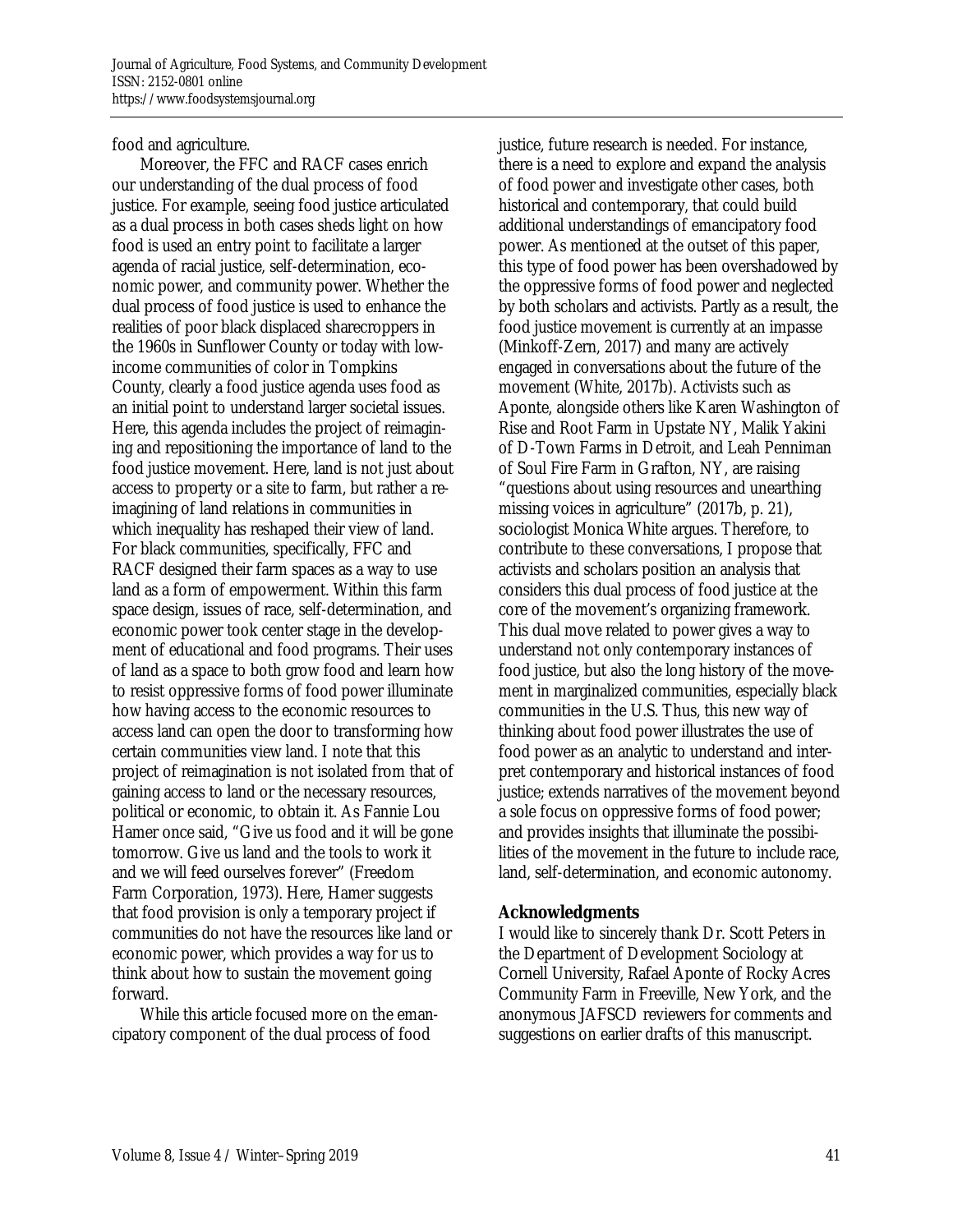food and agriculture.

Moreover, the FFC and RACF cases enrich our understanding of the dual process of food justice. For example, seeing food justice articulated as a dual process in both cases sheds light on how food is used an entry point to facilitate a larger agenda of racial justice, self-determination, economic power, and community power. Whether the dual process of food justice is used to enhance the realities of poor black displaced sharecroppers in the 1960s in Sunflower County or today with low-income communities of color in Tompkins County, clearly a food justice agenda uses food as an initial point to understand larger societal issues. Here, this agenda includes the project of reimagining and repositioning the importance of land to the food justice movement. Here, land is not just about access to property or a site to farm, but rather a re-imagining of land relations in communities in which inequality has reshaped their view of land. For black communities, specifically, FFC and RACF designed their farm spaces as a way to use land as a form of empowerment. Within this farm space design, issues of race, self-determination, and economic power took center stage in the development of educational and food programs. Their uses of land as a space to both grow food and learn how to resist oppressive forms of food power illuminate how having access to the economic resources to access land can open the door to transforming how certain communities view land. I note that this project of reimagination is not isolated from that of gaining access to land or the necessary resources, political or economic, to obtain it. As Fannie Lou Hamer once said, "Give us food and it will be gone tomorrow. Give us land and the tools to work it and we will feed ourselves forever" (Freedom Farm Corporation, 1973). Here, Hamer suggests that food provision is only a temporary project if communities do not have the resources like land or economic power, which provides a way for us to think about how to sustain the movement going forward.

While this article focused more on the emancipatory component of the dual process of food justice, future research is needed. For instance, there is a need to explore and expand the analysis of food power and investigate other cases, both historical and contemporary, that could build additional understandings of emancipatory food power. As mentioned at the outset of this paper, this type of food power has been overshadowed by the oppressive forms of food power and neglected by both scholars and activists. Partly as a result, the food justice movement is currently at an impasse (Minkoff-Zern, 2017) and many are actively engaged in conversations about the future of the movement (White, 2017b). Activists such as Aponte, alongside others like Karen Washington of Rise and Root Farm in Upstate NY, Malik Yakini of D-Town Farms in Detroit, and Leah Penniman of Soul Fire Farm in Grafton, NY, are raising "questions about using resources and unearthing missing voices in agriculture" (2017b, p. 21), sociologist Monica White argues. Therefore, to contribute to these conversations, I propose that activists and scholars position an analysis that considers this dual process of food justice at the core of the movement's organizing framework. This dual move related to power gives a way to understand not only contemporary instances of food justice, but also the long history of the movement in marginalized communities, especially black communities in the U.S. Thus, this new way of thinking about food power illustrates the use of food power as an analytic to understand and interpret contemporary and historical instances of food justice; extends narratives of the movement beyond a sole focus on oppressive forms of food power; and provides insights that illuminate the possibilities of the movement in the future to include race, land, self-determination, and economic autonomy.

## Acknowledgments

I would like to sincerely thank Dr. Scott Peters in the Department of Development Sociology at Cornell University, Rafael Aponte of Rocky Acres Community Farm in Freeville, New York, and the anonymous *JAFSCD* reviewers for comments and suggestions on earlier drafts of this manuscript.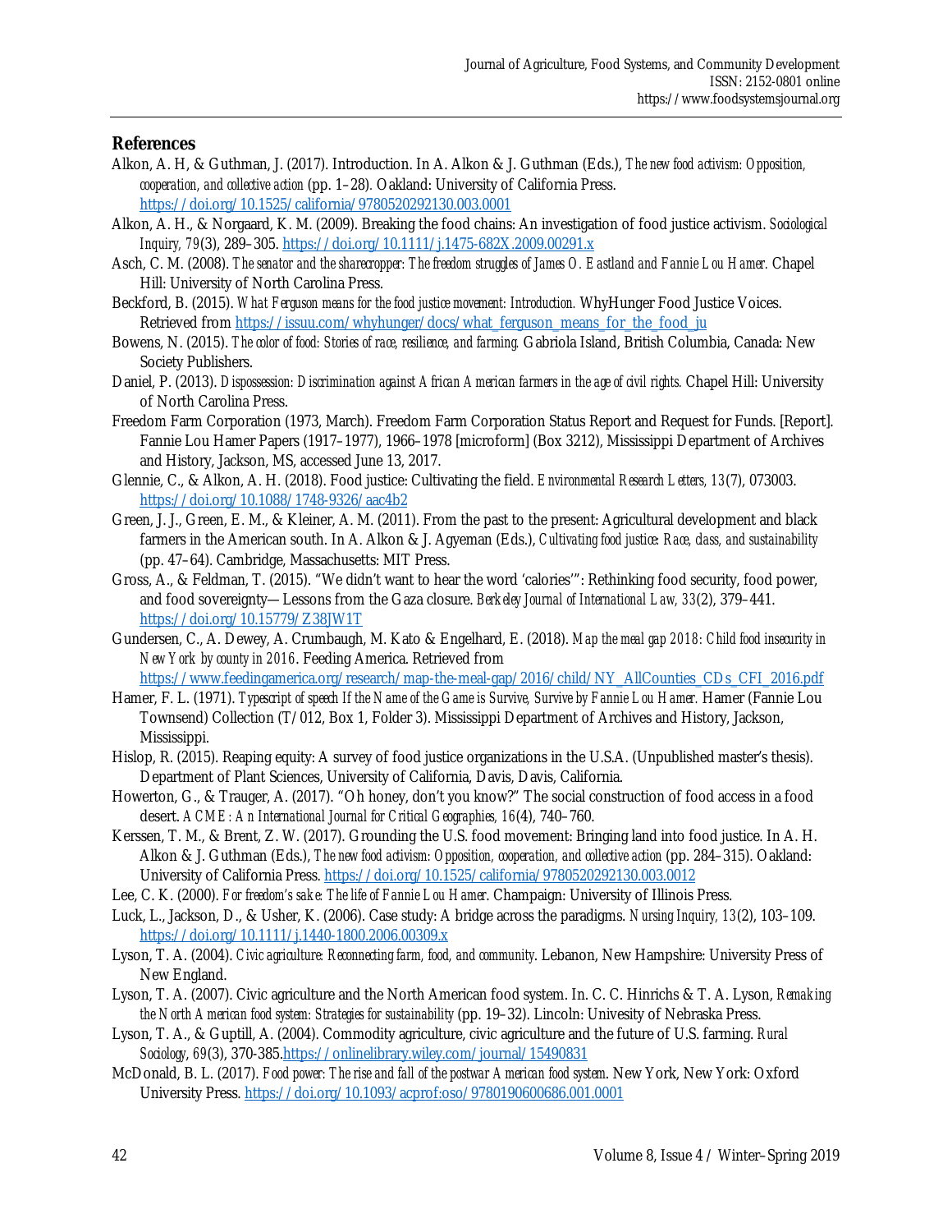## References

Alkon, A. H, & Guthman, J. (2017). Introduction. In A. Alkon & J. Guthman (Eds.), *The new food activism: Opposition, cooperation, and collective action* (pp. 1–28). Oakland: University of California Press. https://doi.org/10.1525/california/9780520292130.003.0001

Alkon, A. H., & Norgaard, K. M. (2009). Breaking the food chains: An investigation of food justice activism. *Sociological Inquiry, 79*(3), 289–305. https://doi.org/10.1111/j.1475-682X.2009.00291.x

Asch, C. M. (2008). *The senator and the sharecropper: The freedom struggles of James O. Eastland and Fannie Lou Hamer.* Chapel Hill: University of North Carolina Press.

Beckford, B. (2015). *What Ferguson means for the food justice movement: Introduction.* WhyHunger Food Justice Voices. Retrieved from https://issuu.com/whyhunger/docs/what_ferguson_means_for_the_food_ju

Bowens, N. (2015). *The color of food: Stories of race, resilience, and farming.* Gabriola Island, British Columbia, Canada: New Society Publishers.

Daniel, P. (2013). *Dispossession: Discrimination against African American farmers in the age of civil rights.* Chapel Hill: University of North Carolina Press.

Freedom Farm Corporation (1973, March). Freedom Farm Corporation Status Report and Request for Funds. [Report]. Fannie Lou Hamer Papers (1917–1977), 1966–1978 [microform] (Box 3212), Mississippi Department of Archives and History, Jackson, MS, accessed June 13, 2017.

Glennie, C., & Alkon, A. H. (2018). Food justice: Cultivating the field. *Environmental Research Letters, 13*(7), 073003. https://doi.org/10.1088/1748-9326/aac4b2

Green, J. J., Green, E. M., & Kleiner, A. M. (2011). From the past to the present: Agricultural development and black farmers in the American south. In A. Alkon & J. Agyeman (Eds.), *Cultivating food justice: Race, class, and sustainability* (pp. 47–64). Cambridge, Massachusetts: MIT Press.

Gross, A., & Feldman, T. (2015). "We didn't want to hear the word 'calories'": Rethinking food security, food power, and food sovereignty—Lessons from the Gaza closure. *Berkeley Journal of International Law, 33*(2), 379–441. https://doi.org/10.15779/Z38JW1T

Gundersen, C., A. Dewey, A. Crumbaugh, M. Kato & Engelhard, E. (2018). *Map the meal gap 2018: Child food insecurity in New York by county in 2016*. Feeding America. Retrieved from https://www.feedingamerica.org/research/map-the-meal-gap/2016/child/NY_AllCounties_CDs_CFI_2016.pdf

Hamer, F. L. (1971). *Typescript of speech If the Name of the Game is Survive, Survive by Fannie Lou Hamer.* Hamer (Fannie Lou Townsend) Collection (T/012, Box 1, Folder 3). Mississippi Department of Archives and History, Jackson, Mississippi.

Hislop, R. (2015). Reaping equity: A survey of food justice organizations in the U.S.A. (Unpublished master's thesis). Department of Plant Sciences, University of California, Davis, Davis, California.

Howerton, G., & Trauger, A. (2017). "Oh honey, don't you know?" The social construction of food access in a food desert. *ACME: An International Journal for Critical Geographies, 16*(4), 740–760.

Kerssen, T. M., & Brent, Z. W. (2017). Grounding the U.S. food movement: Bringing land into food justice. In A. H. Alkon & J. Guthman (Eds.), *The new food activism: Opposition, cooperation, and collective action* (pp. 284–315). Oakland: University of California Press. https://doi.org/10.1525/california/9780520292130.003.0012

Lee, C. K. (2000). *For freedom's sake: The life of Fannie Lou Hamer*. Champaign: University of Illinois Press.

Luck, L., Jackson, D., & Usher, K. (2006). Case study: A bridge across the paradigms. *Nursing Inquiry, 13*(2), 103–109. https://doi.org/10.1111/j.1440-1800.2006.00309.x

Lyson, T. A. (2004). *Civic agriculture: Reconnecting farm, food, and community*. Lebanon, New Hampshire: University Press of New England.

Lyson, T. A. (2007). Civic agriculture and the North American food system. In. C. C. Hinrichs & T. A. Lyson, *Remaking the North American food system: Strategies for sustainability* (pp. 19–32). Lincoln: Univesity of Nebraska Press.

Lyson, T. A., & Guptill, A. (2004). Commodity agriculture, civic agriculture and the future of U.S. farming. *Rural Sociology, 69*(3), 370-385.https://onlinelibrary.wiley.com/journal/15490831

McDonald, B. L. (2017). *Food power: The rise and fall of the postwar American food system*. New York, New York: Oxford University Press. https://doi.org/10.1093/acprof:oso/9780190600686.001.0001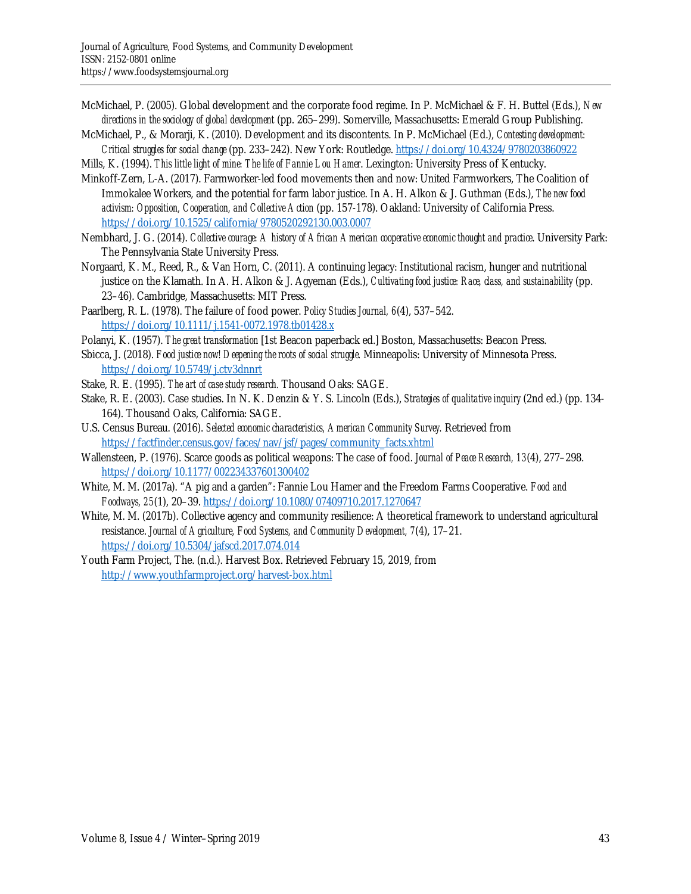McMichael, P. (2005). Global development and the corporate food regime. In P. McMichael & F. H. Buttel (Eds.), *New directions in the sociology of global development* (pp. 265–299). Somerville, Massachusetts: Emerald Group Publishing.

McMichael, P., & Morarji, K. (2010). Development and its discontents. In P. McMichael (Ed.), *Contesting development: Critical struggles for social change* (pp. 233–242). New York: Routledge. https://doi.org/10.4324/9780203860922

Mills, K. (1994). *This little light of mine: The life of Fannie Lou Hamer.* Lexington: University Press of Kentucky.

Minkoff-Zern, L-A. (2017). Farmworker-led food movements then and now: United Farmworkers, The Coalition of Immokalee Workers, and the potential for farm labor justice. In A. H. Alkon & J. Guthman (Eds.), *The new food activism: Opposition, Cooperation, and Collective Action* (pp. 157-178). Oakland: University of California Press. https://doi.org/10.1525/california/9780520292130.003.0007

Nembhard, J. G. (2014). *Collective courage: A history of African American cooperative economic thought and practice*. University Park: The Pennsylvania State University Press.

Norgaard, K. M., Reed, R., & Van Horn, C. (2011). A continuing legacy: Institutional racism, hunger and nutritional justice on the Klamath. In A. H. Alkon & J. Agyeman (Eds.), *Cultivating food justice: Race, class, and sustainability* (pp. 23–46). Cambridge, Massachusetts: MIT Press.

Paarlberg, R. L. (1978). The failure of food power. *Policy Studies Journal, 6*(4), 537–542. https://doi.org/10.1111/j.1541-0072.1978.tb01428.x

Polanyi, K. (1957). *The great transformation* [1st Beacon paperback ed.] Boston, Massachusetts: Beacon Press.

Sbicca, J. (2018). *Food justice now! Deepening the roots of social struggle.* Minneapolis: University of Minnesota Press. https://doi.org/10.5749/j.ctv3dnnrt

Stake, R. E. (1995). *The art of case study research.* Thousand Oaks: SAGE.

Stake, R. E. (2003). Case studies. In N. K. Denzin & Y. S. Lincoln (Eds.), *Strategies of qualitative inquiry* (2nd ed.) (pp. 134-164). Thousand Oaks, California: SAGE.

U.S. Census Bureau. (2016). *Selected economic characteristics, American Community Survey.* Retrieved from https://factfinder.census.gov/faces/nav/jsf/pages/community_facts.xhtml

Wallensteen, P. (1976). Scarce goods as political weapons: The case of food. *Journal of Peace Research, 13*(4), 277–298. https://doi.org/10.1177/002234337601300402

White, M. M. (2017a). "A pig and a garden": Fannie Lou Hamer and the Freedom Farms Cooperative. *Food and Foodways, 25*(1), 20–39. https://doi.org/10.1080/07409710.2017.1270647

White, M. M. (2017b). Collective agency and community resilience: A theoretical framework to understand agricultural resistance. *Journal of Agriculture, Food Systems, and Community Development, 7*(4), 17–21. https://doi.org/10.5304/jafscd.2017.074.014

Youth Farm Project, The. (n.d.). Harvest Box. Retrieved February 15, 2019, from http://www.youthfarmproject.org/harvest-box.html